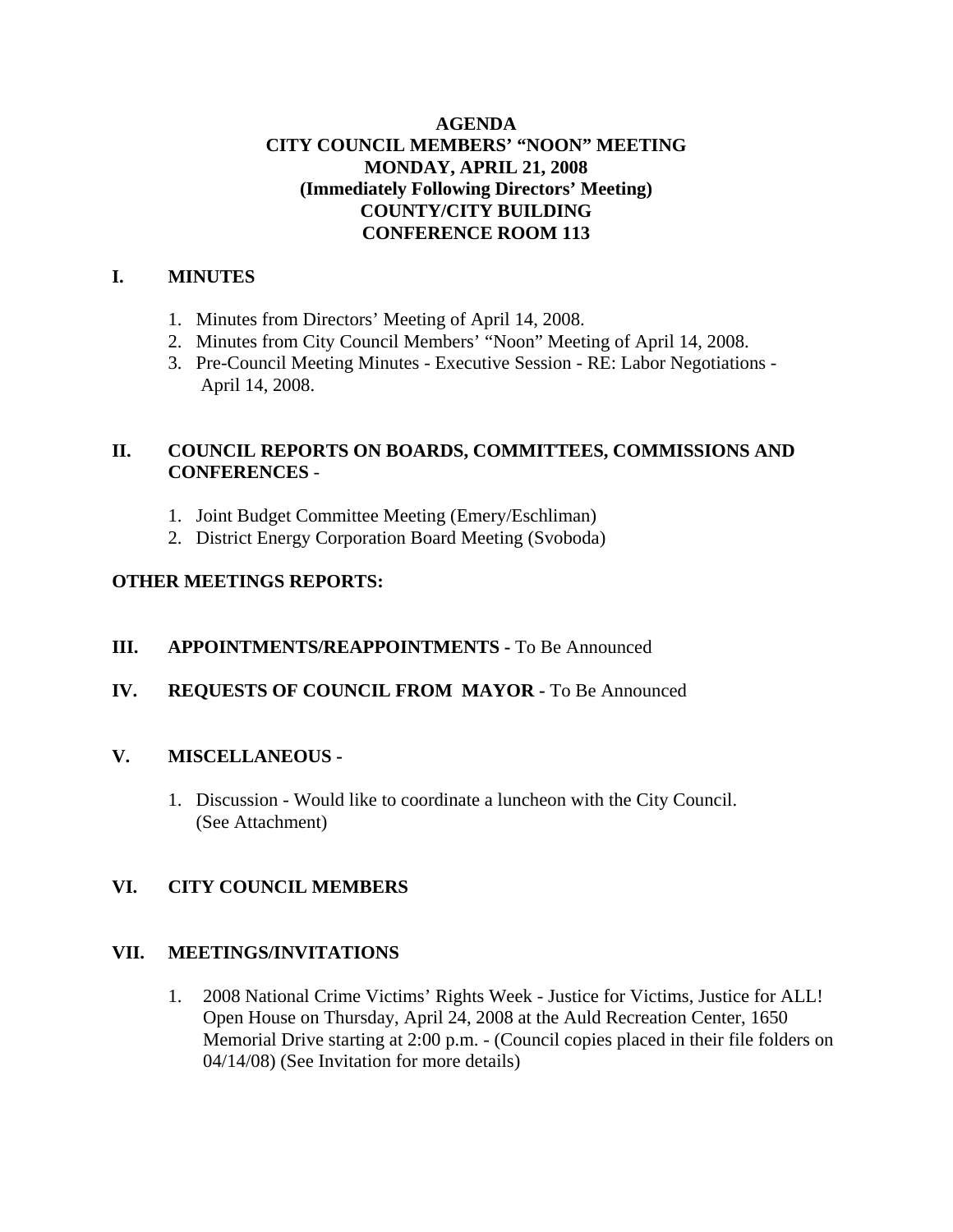# AGENDA
## CITY COUNCIL MEMBERS' "NOON" MEETING
## MONDAY, APRIL 21, 2008
## (Immediately Following Directors' Meeting)
## COUNTY/CITY BUILDING
## CONFERENCE ROOM 113

## I. MINUTES

1. Minutes from Directors' Meeting of April 14, 2008.
2. Minutes from City Council Members' "Noon" Meeting of April 14, 2008.
3. Pre-Council Meeting Minutes - Executive Session - RE: Labor Negotiations - April 14, 2008.

## II. COUNCIL REPORTS ON BOARDS, COMMITTEES, COMMISSIONS AND CONFERENCES -

1. Joint Budget Committee Meeting (Emery/Eschliman)
2. District Energy Corporation Board Meeting (Svoboda)

## OTHER MEETINGS REPORTS:

## III. APPOINTMENTS/REAPPOINTMENTS - To Be Announced

## IV. REQUESTS OF COUNCIL FROM MAYOR - To Be Announced

## V. MISCELLANEOUS -

1. Discussion - Would like to coordinate a luncheon with the City Council. (See Attachment)

## VI. CITY COUNCIL MEMBERS

## VII. MEETINGS/INVITATIONS

1. 2008 National Crime Victims' Rights Week - Justice for Victims, Justice for ALL! Open House on Thursday, April 24, 2008 at the Auld Recreation Center, 1650 Memorial Drive starting at 2:00 p.m. - (Council copies placed in their file folders on 04/14/08) (See Invitation for more details)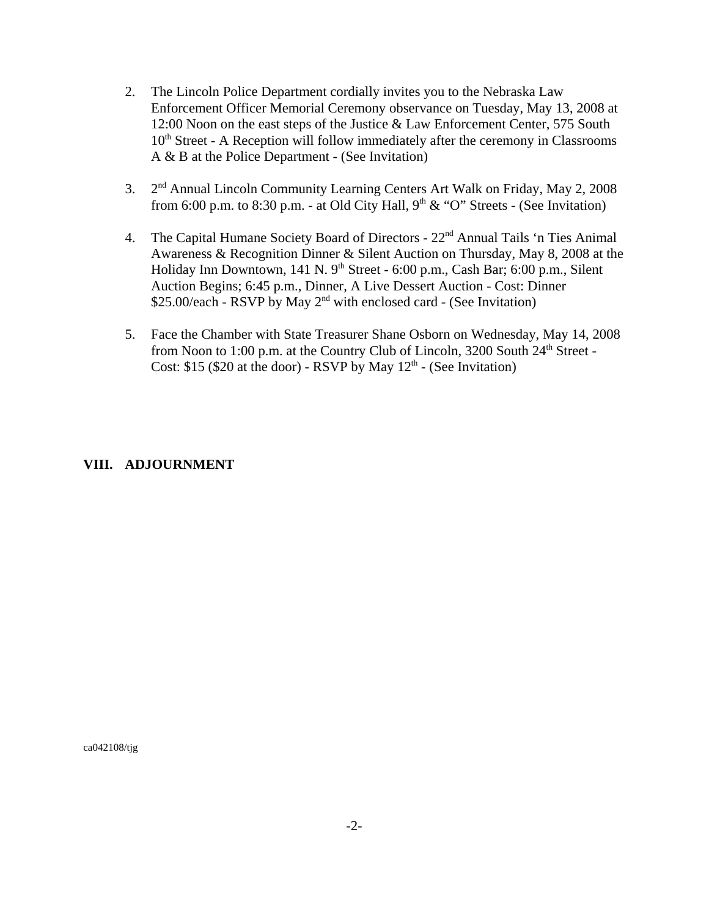2. The Lincoln Police Department cordially invites you to the Nebraska Law Enforcement Officer Memorial Ceremony observance on Tuesday, May 13, 2008 at 12:00 Noon on the east steps of the Justice & Law Enforcement Center, 575 South 10th Street - A Reception will follow immediately after the ceremony in Classrooms A & B at the Police Department - (See Invitation)

3. 2nd Annual Lincoln Community Learning Centers Art Walk on Friday, May 2, 2008 from 6:00 p.m. to 8:30 p.m. - at Old City Hall, 9th & "O" Streets - (See Invitation)

4. The Capital Humane Society Board of Directors - 22nd Annual Tails 'n Ties Animal Awareness & Recognition Dinner & Silent Auction on Thursday, May 8, 2008 at the Holiday Inn Downtown, 141 N. 9th Street - 6:00 p.m., Cash Bar; 6:00 p.m., Silent Auction Begins; 6:45 p.m., Dinner, A Live Dessert Auction - Cost: Dinner $25.00/each - RSVP by May 2nd with enclosed card - (See Invitation)

5. Face the Chamber with State Treasurer Shane Osborn on Wednesday, May 14, 2008 from Noon to 1:00 p.m. at the Country Club of Lincoln, 3200 South 24th Street - Cost: $15 ($20 at the door) - RSVP by May 12th - (See Invitation)

**VIII. ADJOURNMENT**

ca042108/tjg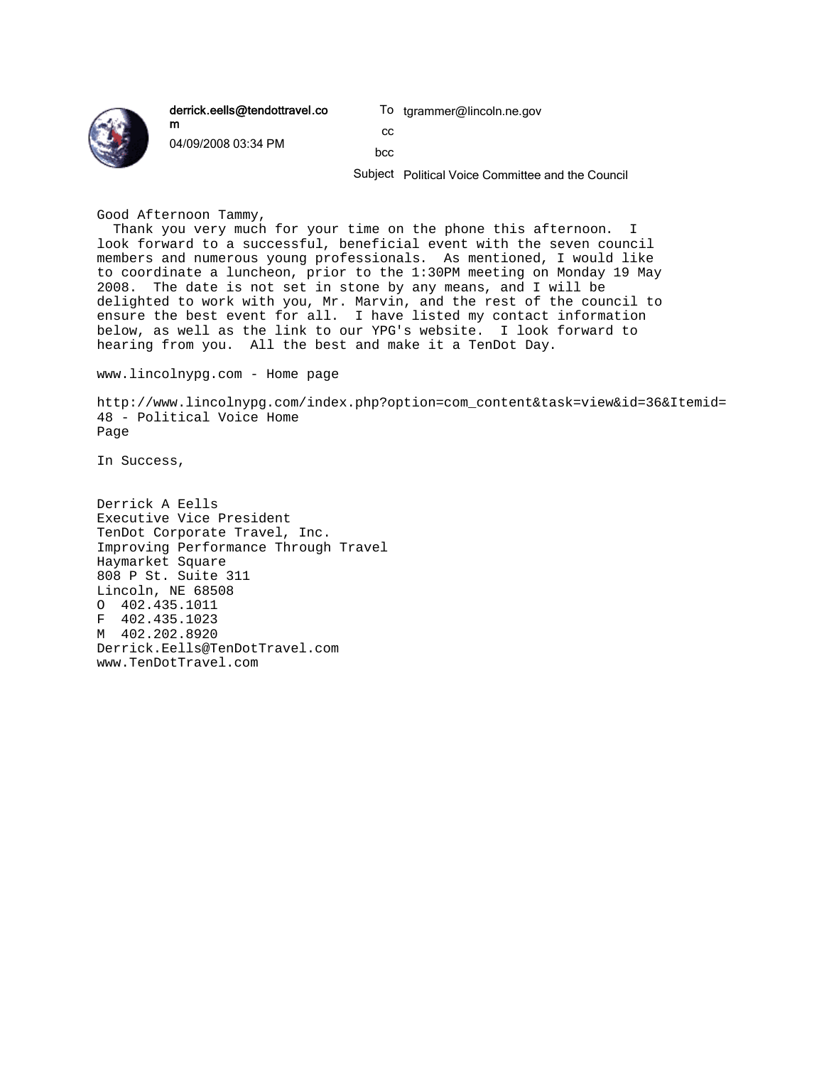**derrick.eells@tendottravel.com**
04/09/2008 03:34 PM

To: tgrammer@lincoln.ne.gov
cc:
bcc:
Subject: Political Voice Committee and the Council

Good Afternoon Tammy,

Thank you very much for your time on the phone this afternoon. I look forward to a successful, beneficial event with the seven council members and numerous young professionals. As mentioned, I would like to coordinate a luncheon, prior to the 1:30PM meeting on Monday 19 May 2008. The date is not set in stone by any means, and I will be delighted to work with you, Mr. Marvin, and the rest of the council to ensure the best event for all. I have listed my contact information below, as well as the link to our YPG's website. I look forward to hearing from you. All the best and make it a TenDot Day.

www.lincolnypg.com - Home page

http://www.lincolnypg.com/index.php?option=com_content&task=view&id=36&Itemid=48 - Political Voice Home Page

In Success,

Derrick A Eells
Executive Vice President
TenDot Corporate Travel, Inc.
Improving Performance Through Travel
Haymarket Square
808 P St. Suite 311
Lincoln, NE 68508
O 402.435.1011
F 402.435.1023
M 402.202.8920
Derrick.Eells@TenDotTravel.com
www.TenDotTravel.com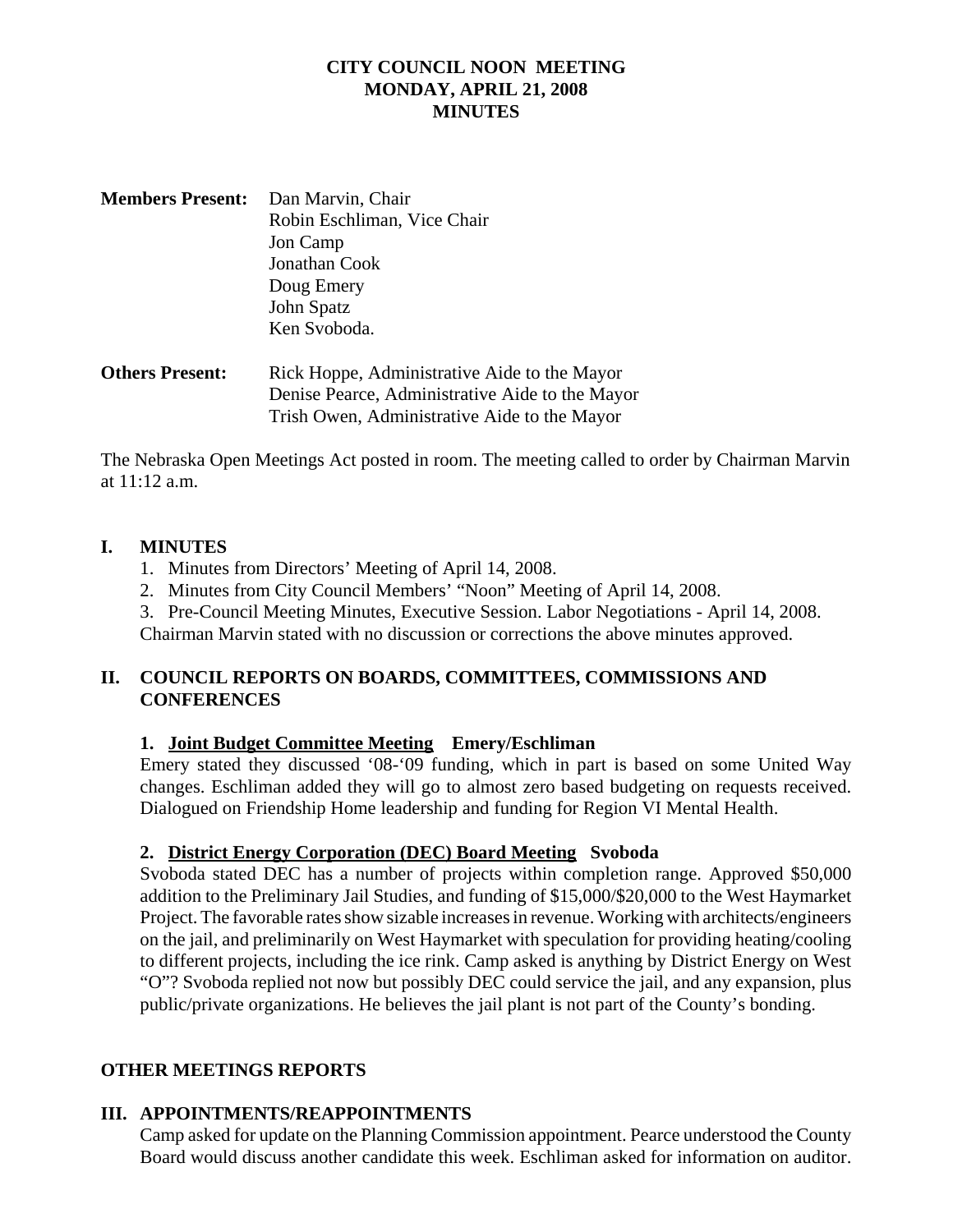**CITY COUNCIL NOON MEETING**
**MONDAY, APRIL 21, 2008**
**MINUTES**

**Members Present:** Dan Marvin, Chair
Robin Eschliman, Vice Chair
Jon Camp
Jonathan Cook
Doug Emery
John Spatz
Ken Svoboda.

**Others Present:** Rick Hoppe, Administrative Aide to the Mayor
Denise Pearce, Administrative Aide to the Mayor
Trish Owen, Administrative Aide to the Mayor

The Nebraska Open Meetings Act posted in room. The meeting called to order by Chairman Marvin at 11:12 a.m.

## I. MINUTES

1. Minutes from Directors' Meeting of April 14, 2008.
2. Minutes from City Council Members' "Noon" Meeting of April 14, 2008.
3. Pre-Council Meeting Minutes, Executive Session. Labor Negotiations - April 14, 2008.

Chairman Marvin stated with no discussion or corrections the above minutes approved.

## II. COUNCIL REPORTS ON BOARDS, COMMITTEES, COMMISSIONS AND CONFERENCES

**1. Joint Budget Committee Meeting Emery/Eschliman**

Emery stated they discussed '08-'09 funding, which in part is based on some United Way changes. Eschliman added they will go to almost zero based budgeting on requests received. Dialogued on Friendship Home leadership and funding for Region VI Mental Health.

**2. District Energy Corporation (DEC) Board Meeting Svoboda**

Svoboda stated DEC has a number of projects within completion range. Approved $50,000 addition to the Preliminary Jail Studies, and funding of $15,000/$20,000 to the West Haymarket Project. The favorable rates show sizable increases in revenue. Working with architects/engineers on the jail, and preliminarily on West Haymarket with speculation for providing heating/cooling to different projects, including the ice rink. Camp asked is anything by District Energy on West "O"? Svoboda replied not now but possibly DEC could service the jail, and any expansion, plus public/private organizations. He believes the jail plant is not part of the County's bonding.

## OTHER MEETINGS REPORTS

## III. APPOINTMENTS/REAPPOINTMENTS

Camp asked for update on the Planning Commission appointment. Pearce understood the County Board would discuss another candidate this week. Eschliman asked for information on auditor.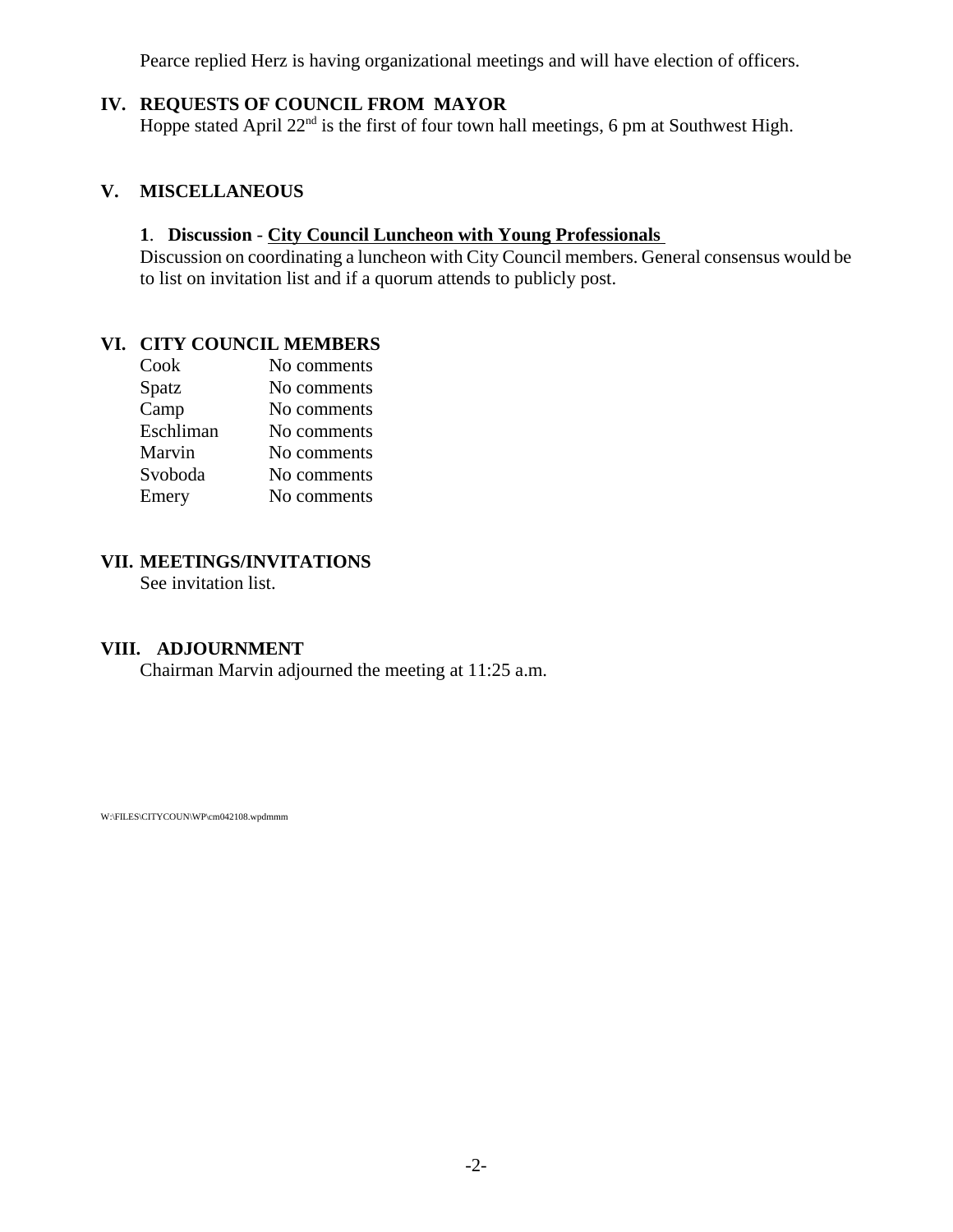Pearce replied Herz is having organizational meetings and will have election of officers.

## IV. REQUESTS OF COUNCIL FROM MAYOR

Hoppe stated April 22nd is the first of four town hall meetings, 6 pm at Southwest High.

## V. MISCELLANEOUS

**1. Discussion** - **City Council Luncheon with Young Professionals**

Discussion on coordinating a luncheon with City Council members. General consensus would be to list on invitation list and if a quorum attends to publicly post.

## VI. CITY COUNCIL MEMBERS

| | |
|---|---|
| Cook | No comments |
| Spatz | No comments |
| Camp | No comments |
| Eschliman | No comments |
| Marvin | No comments |
| Svoboda | No comments |
| Emery | No comments |

## VII. MEETINGS/INVITATIONS

See invitation list.

## VIII. ADJOURNMENT

Chairman Marvin adjourned the meeting at 11:25 a.m.

W:\FILES\CITYCOUN\WP\cm042108.wpdmmm